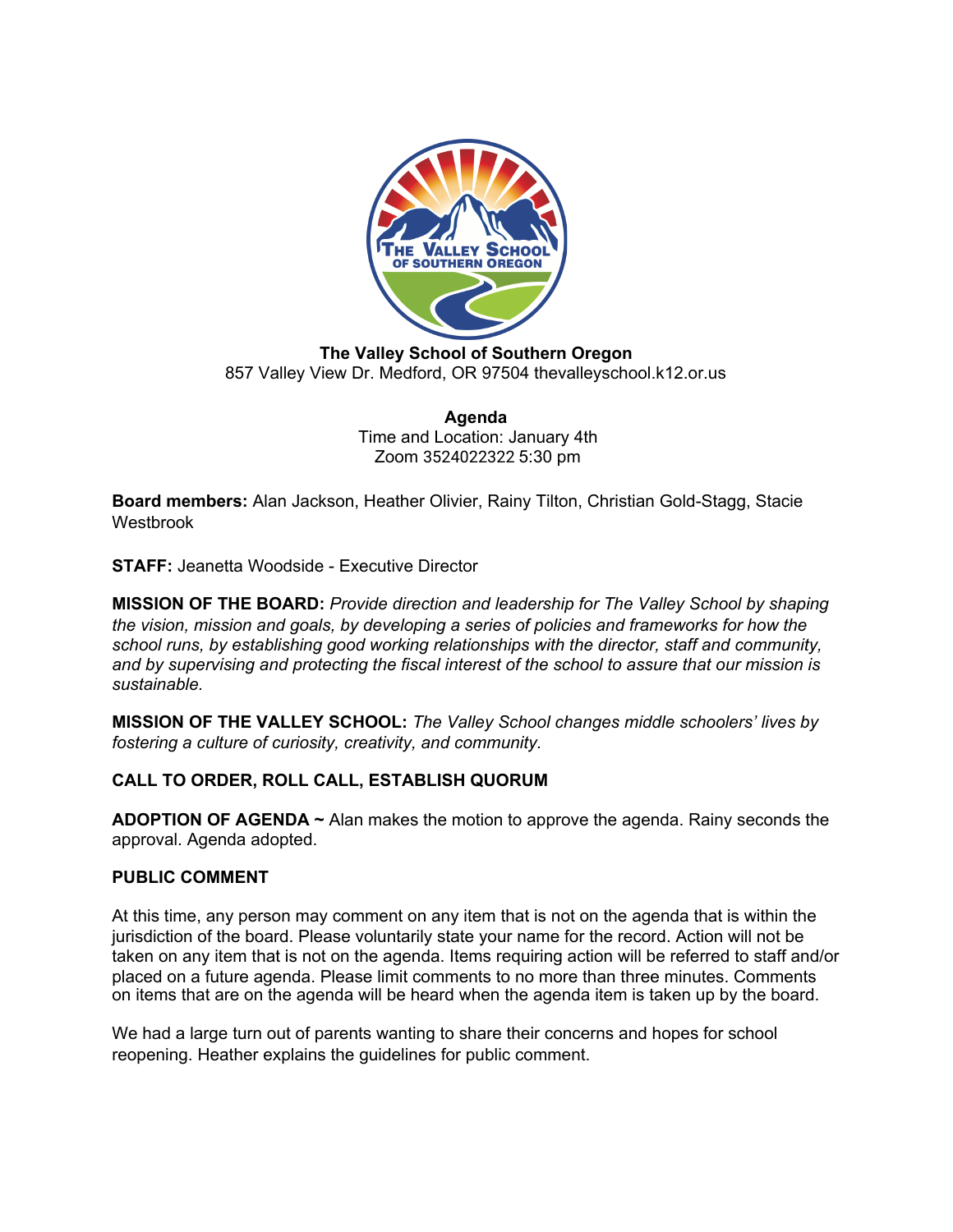**The Valley School of Southern Oregon**
857 Valley View Dr. Medford, OR 97504 thevalleyschool.k12.or.us

**Agenda**
Time and Location: January 4th
Zoom 3524022322 5:30 pm

**Board members:** Alan Jackson, Heather Olivier, Rainy Tilton, Christian Gold-Stagg, Stacie Westbrook

**STAFF:** Jeanetta Woodside - Executive Director

**MISSION OF THE BOARD:** *Provide direction and leadership for The Valley School by shaping the vision, mission and goals, by developing a series of policies and frameworks for how the school runs, by establishing good working relationships with the director, staff and community, and by supervising and protecting the fiscal interest of the school to assure that our mission is sustainable.*

**MISSION OF THE VALLEY SCHOOL:** *The Valley School changes middle schoolers' lives by fostering a culture of curiosity, creativity, and community.*

**CALL TO ORDER, ROLL CALL, ESTABLISH QUORUM**

**ADOPTION OF AGENDA ~** Alan makes the motion to approve the agenda. Rainy seconds the approval. Agenda adopted.

**PUBLIC COMMENT**

At this time, any person may comment on any item that is not on the agenda that is within the jurisdiction of the board. Please voluntarily state your name for the record. Action will not be taken on any item that is not on the agenda. Items requiring action will be referred to staff and/or placed on a future agenda. Please limit comments to no more than three minutes. Comments on items that are on the agenda will be heard when the agenda item is taken up by the board.

We had a large turn out of parents wanting to share their concerns and hopes for school reopening. Heather explains the guidelines for public comment.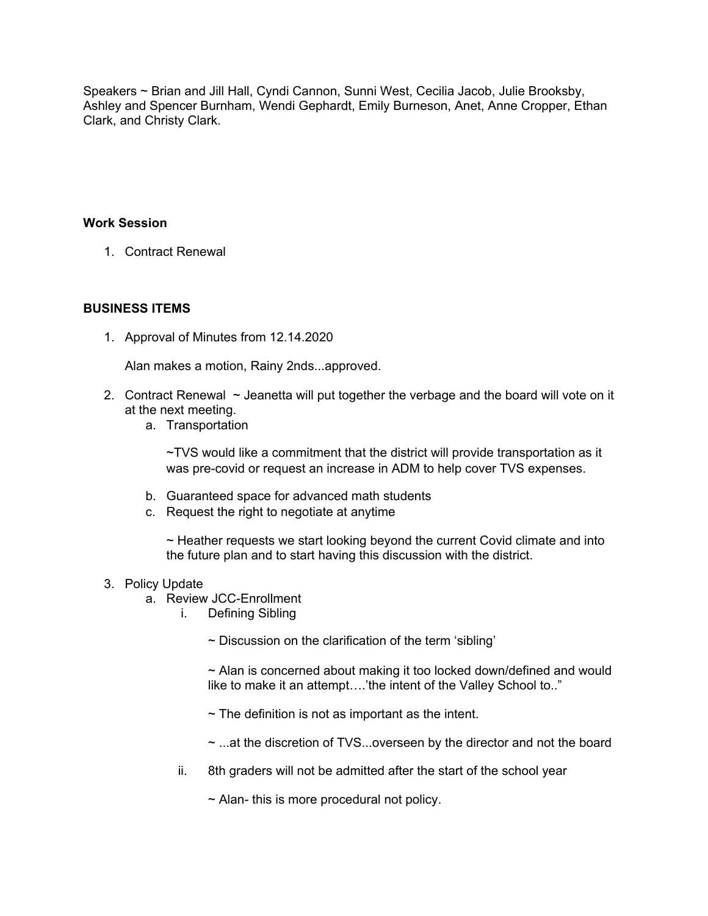Speakers ~ Brian and Jill Hall, Cyndi Cannon, Sunni West, Cecilia Jacob, Julie Brooksby, Ashley and Spencer Burnham, Wendi Gephardt, Emily Burneson, Anet, Anne Cropper, Ethan Clark, and Christy Clark.

**Work Session**

1. Contract Renewal

**BUSINESS ITEMS**

1. Approval of Minutes from 12.14.2020

   Alan makes a motion, Rainy 2nds...approved.

2. Contract Renewal ~ Jeanetta will put together the verbage and the board will vote on it at the next meeting.
   a. Transportation

      ~TVS would like a commitment that the district will provide transportation as it was pre-covid or request an increase in ADM to help cover TVS expenses.

   b. Guaranteed space for advanced math students
   c. Request the right to negotiate at anytime

      ~ Heather requests we start looking beyond the current Covid climate and into the future plan and to start having this discussion with the district.

3. Policy Update
   a. Review JCC-Enrollment
      i. Defining Sibling

         ~ Discussion on the clarification of the term 'sibling'

         ~ Alan is concerned about making it too locked down/defined and would like to make it an attempt….'the intent of the Valley School to.."

         ~ The definition is not as important as the intent.

         ~ ...at the discretion of TVS...overseen by the director and not the board

      ii. 8th graders will not be admitted after the start of the school year

         ~ Alan- this is more procedural not policy.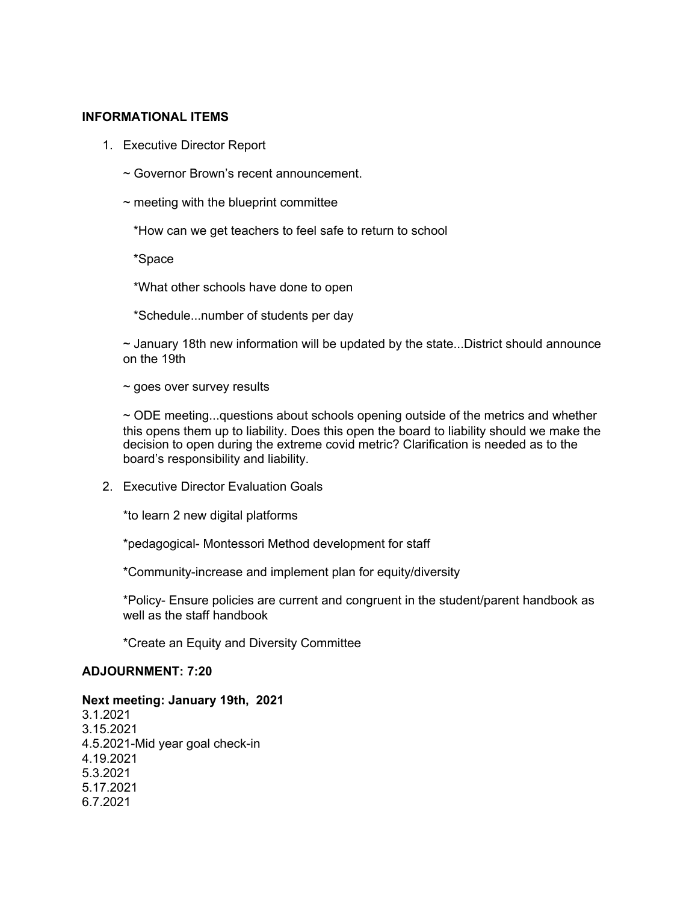**INFORMATIONAL ITEMS**

1. Executive Director Report

   ~ Governor Brown's recent announcement.

   ~ meeting with the blueprint committee

   *How can we get teachers to feel safe to return to school

   *Space

   *What other schools have done to open

   *Schedule...number of students per day

   ~ January 18th new information will be updated by the state...District should announce on the 19th

   ~ goes over survey results

   ~ ODE meeting...questions about schools opening outside of the metrics and whether this opens them up to liability. Does this open the board to liability should we make the decision to open during the extreme covid metric? Clarification is needed as to the board's responsibility and liability.

2. Executive Director Evaluation Goals

   *to learn 2 new digital platforms

   *pedagogical- Montessori Method development for staff

   *Community-increase and implement plan for equity/diversity

   *Policy- Ensure policies are current and congruent in the student/parent handbook as well as the staff handbook

   *Create an Equity and Diversity Committee

**ADJOURNMENT: 7:20**

**Next meeting: January 19th, 2021**
3.1.2021
3.15.2021
4.5.2021-Mid year goal check-in
4.19.2021
5.3.2021
5.17.2021
6.7.2021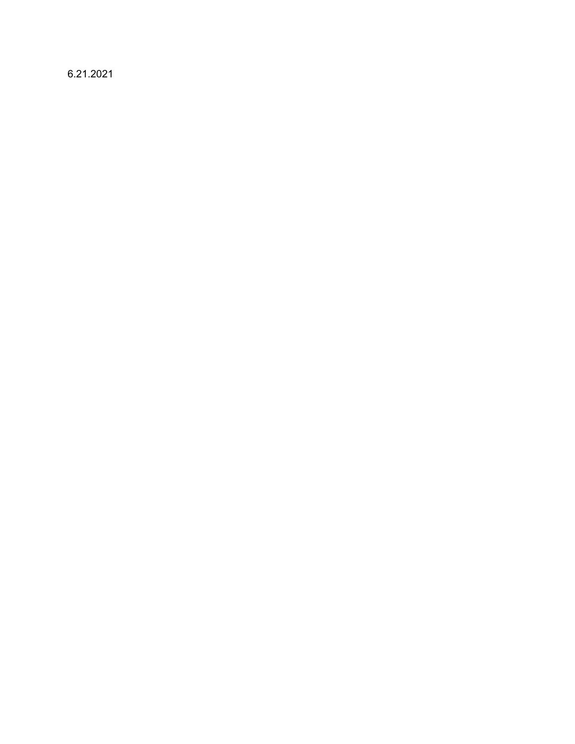6.21.2021